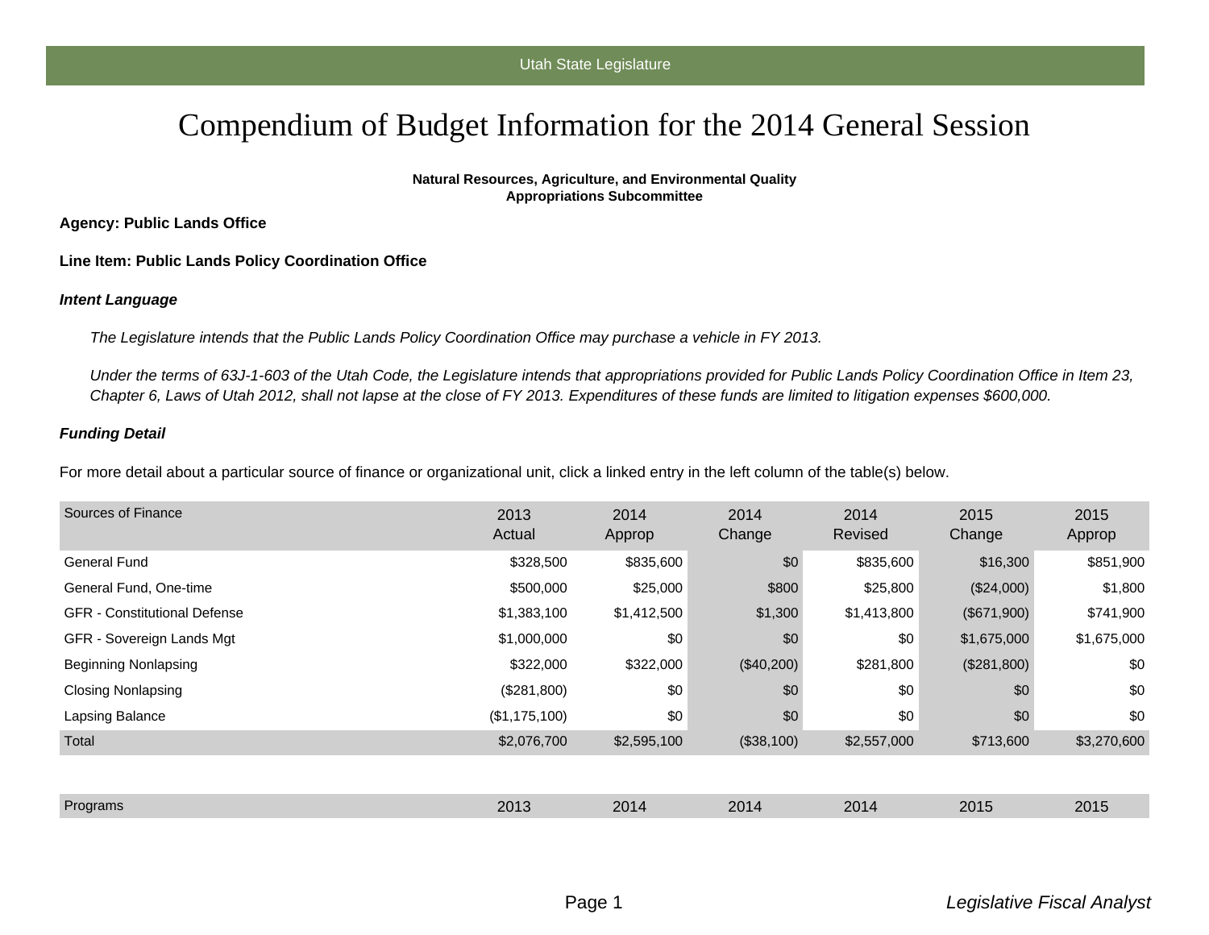Utah State Legislature

# Compendium of Budget Information for the 2014 General Session

**Natural Resources, Agriculture, and Environmental Quality Appropriations Subcommittee**

**Agency: Public Lands Office**

**Line Item: Public Lands Policy Coordination Office**

***Intent Language***

*The Legislature intends that the Public Lands Policy Coordination Office may purchase a vehicle in FY 2013.*

*Under the terms of 63J-1-603 of the Utah Code, the Legislature intends that appropriations provided for Public Lands Policy Coordination Office in Item 23, Chapter 6, Laws of Utah 2012, shall not lapse at the close of FY 2013. Expenditures of these funds are limited to litigation expenses $600,000.*

***Funding Detail***

For more detail about a particular source of finance or organizational unit, click a linked entry in the left column of the table(s) below.

| Sources of Finance | 2013 Actual | 2014 Approp | 2014 Change | 2014 Revised | 2015 Change | 2015 Approp |
|---|---|---|---|---|---|---|
| General Fund | $328,500 | $835,600 | $0 | $835,600 | $16,300 | $851,900 |
| General Fund, One-time | $500,000 | $25,000 | $800 | $25,800 | ($24,000) | $1,800 |
| GFR - Constitutional Defense | $1,383,100 | $1,412,500 | $1,300 | $1,413,800 | ($671,900) | $741,900 |
| GFR - Sovereign Lands Mgt | $1,000,000 | $0 | $0 | $0 | $1,675,000 | $1,675,000 |
| Beginning Nonlapsing | $322,000 | $322,000 | ($40,200) | $281,800 | ($281,800) | $0 |
| Closing Nonlapsing | ($281,800) | $0 | $0 | $0 | $0 | $0 |
| Lapsing Balance | ($1,175,100) | $0 | $0 | $0 | $0 | $0 |
| Total | $2,076,700 | $2,595,100 | ($38,100) | $2,557,000 | $713,600 | $3,270,600 |

| Programs | 2013 | 2014 | 2014 | 2014 | 2015 | 2015 |
|---|---|---|---|---|---|---|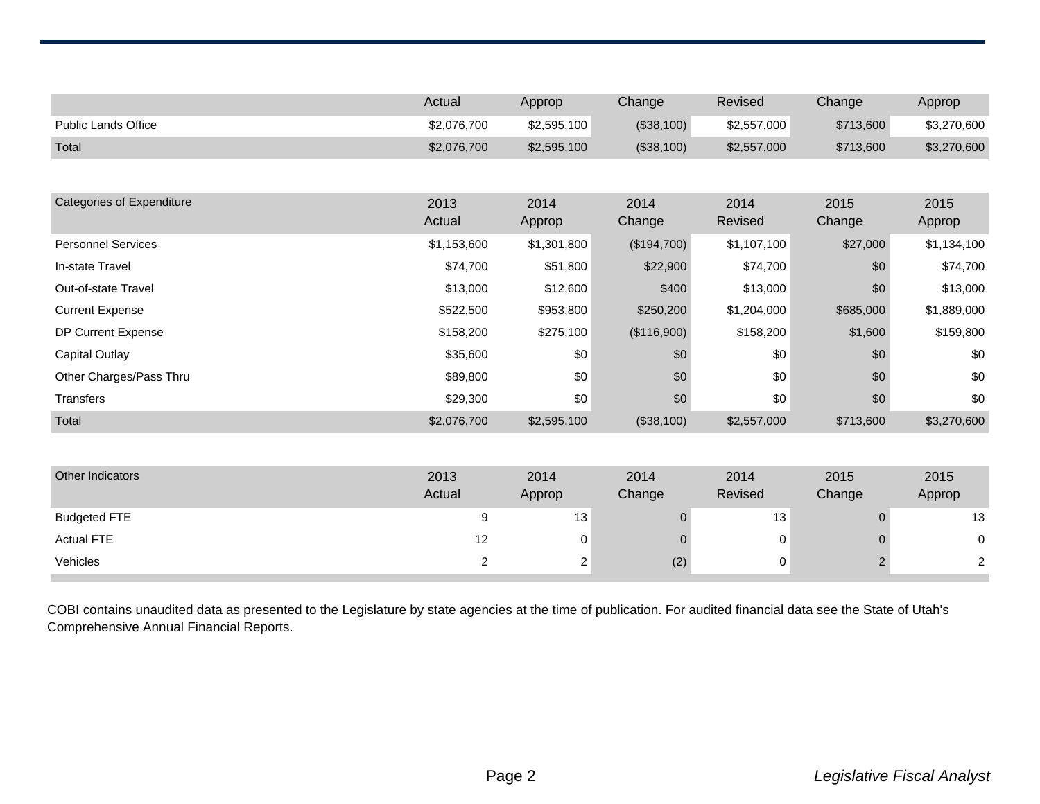| | Actual | Approp | Change | Revised | Change | Approp |
|---|---|---|---|---|---|---|
| Public Lands Office | $2,076,700 | $2,595,100 | ($38,100) | $2,557,000 | $713,600 | $3,270,600 |
| Total | $2,076,700 | $2,595,100 | ($38,100) | $2,557,000 | $713,600 | $3,270,600 |

| Categories of Expenditure | 2013 Actual | 2014 Approp | 2014 Change | 2014 Revised | 2015 Change | 2015 Approp |
|---|---|---|---|---|---|---|
| Personnel Services | $1,153,600 | $1,301,800 | ($194,700) | $1,107,100 | $27,000 | $1,134,100 |
| In-state Travel | $74,700 | $51,800 | $22,900 | $74,700 | $0 | $74,700 |
| Out-of-state Travel | $13,000 | $12,600 | $400 | $13,000 | $0 | $13,000 |
| Current Expense | $522,500 | $953,800 | $250,200 | $1,204,000 | $685,000 | $1,889,000 |
| DP Current Expense | $158,200 | $275,100 | ($116,900) | $158,200 | $1,600 | $159,800 |
| Capital Outlay | $35,600 | $0 | $0 | $0 | $0 | $0 |
| Other Charges/Pass Thru | $89,800 | $0 | $0 | $0 | $0 | $0 |
| Transfers | $29,300 | $0 | $0 | $0 | $0 | $0 |
| Total | $2,076,700 | $2,595,100 | ($38,100) | $2,557,000 | $713,600 | $3,270,600 |

| Other Indicators | 2013 Actual | 2014 Approp | 2014 Change | 2014 Revised | 2015 Change | 2015 Approp |
|---|---|---|---|---|---|---|
| Budgeted FTE | 9 | 13 | 0 | 13 | 0 | 13 |
| Actual FTE | 12 | 0 | 0 | 0 | 0 | 0 |
| Vehicles | 2 | 2 | (2) | 0 | 2 | 2 |

COBI contains unaudited data as presented to the Legislature by state agencies at the time of publication. For audited financial data see the State of Utah's Comprehensive Annual Financial Reports.